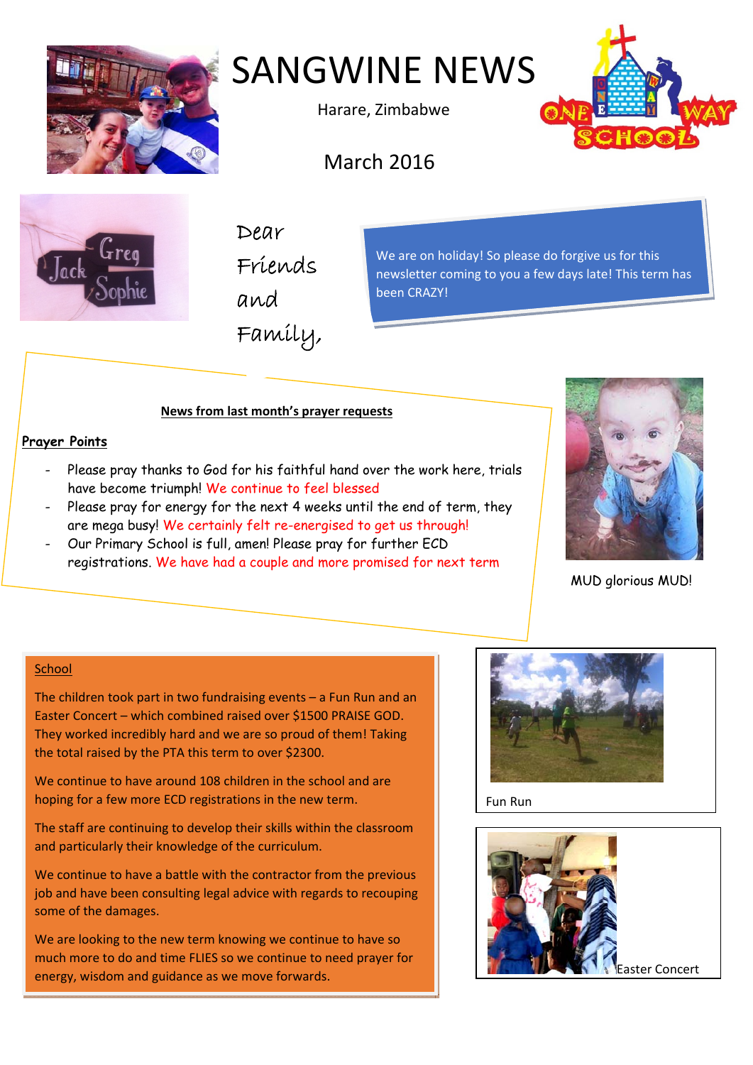# SANGWINE NEWS

Harare, Zimbabwe

March 2016

Dear Friends and Family,

We are on holiday! So please do forgive us for this newsletter coming to you a few days late! This term has been CRAZY!

**News from last month's prayer requests**

**Prayer Points**

- Please pray thanks to God for his faithful hand over the work here, trials have become triumph! We continue to feel blessed
- Please pray for energy for the next 4 weeks until the end of term, they are mega busy! We certainly felt re-energised to get us through!
- Our Primary School is full, amen! Please pray for further ECD registrations. We have had a couple and more promised for next term

MUD glorious MUD!

## School

The children took part in two fundraising events – a Fun Run and an Easter Concert – which combined raised over $1500 PRAISE GOD. They worked incredibly hard and we are so proud of them! Taking the total raised by the PTA this term to over $2300.

We continue to have around 108 children in the school and are hoping for a few more ECD registrations in the new term.

The staff are continuing to develop their skills within the classroom and particularly their knowledge of the curriculum.

We continue to have a battle with the contractor from the previous job and have been consulting legal advice with regards to recouping some of the damages.

We are looking to the new term knowing we continue to have so much more to do and time FLIES so we continue to need prayer for energy, wisdom and guidance as we move forwards.

Fun Run

Easter Concert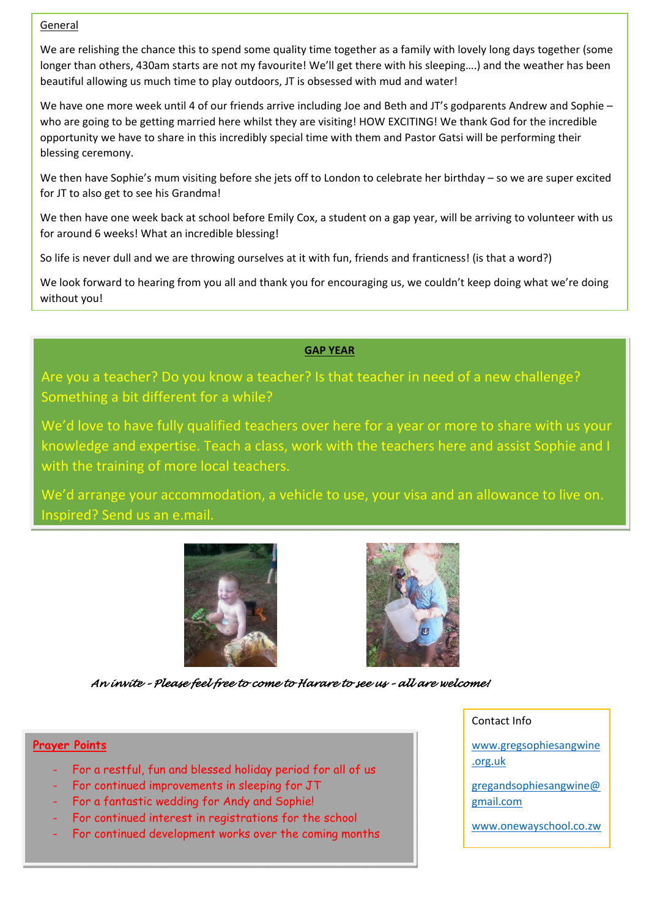General

We are relishing the chance this to spend some quality time together as a family with lovely long days together (some longer than others, 430am starts are not my favourite! We'll get there with his sleeping….) and the weather has been beautiful allowing us much time to play outdoors, JT is obsessed with mud and water!

We have one more week until 4 of our friends arrive including Joe and Beth and JT's godparents Andrew and Sophie – who are going to be getting married here whilst they are visiting! HOW EXCITING! We thank God for the incredible opportunity we have to share in this incredibly special time with them and Pastor Gatsi will be performing their blessing ceremony.

We then have Sophie's mum visiting before she jets off to London to celebrate her birthday – so we are super excited for JT to also get to see his Grandma!

We then have one week back at school before Emily Cox, a student on a gap year, will be arriving to volunteer with us for around 6 weeks! What an incredible blessing!

So life is never dull and we are throwing ourselves at it with fun, friends and franticness! (is that a word?)

We look forward to hearing from you all and thank you for encouraging us, we couldn't keep doing what we're doing without you!

**GAP YEAR**

Are you a teacher? Do you know a teacher? Is that teacher in need of a new challenge? Something a bit different for a while?

We'd love to have fully qualified teachers over here for a year or more to share with us your knowledge and expertise. Teach a class, work with the teachers here and assist Sophie and I with the training of more local teachers.

We'd arrange your accommodation, a vehicle to use, your visa and an allowance to live on. Inspired? Send us an e.mail.

*An invite - Please feel free to come to Harare to see us - all are welcome!*

**Prayer Points**

- For a restful, fun and blessed holiday period for all of us
- For continued improvements in sleeping for JT
- For a fantastic wedding for Andy and Sophie!
- For continued interest in registrations for the school
- For continued development works over the coming months

Contact Info

www.gregsophiesangwine.org.uk

gregandsophiesangwine@gmail.com

www.onewayschool.co.zw